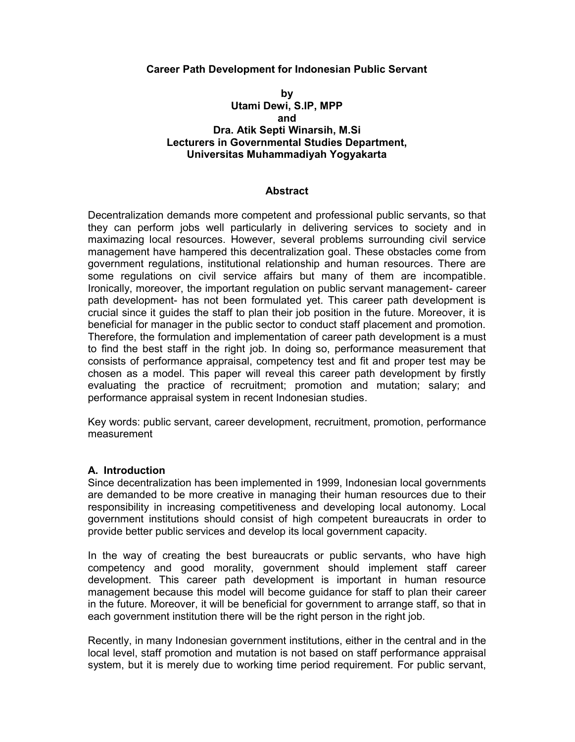# Career Path Development for Indonesian Public Servant

**by**
**Utami Dewi, S.IP, MPP**
**and**
**Dra. Atik Septi Winarsih, M.Si**
**Lecturers in Governmental Studies Department,**
**Universitas Muhammadiyah Yogyakarta**

## Abstract

Decentralization demands more competent and professional public servants, so that they can perform jobs well particularly in delivering services to society and in maximazing local resources. However, several problems surrounding civil service management have hampered this decentralization goal. These obstacles come from government regulations, institutional relationship and human resources. There are some regulations on civil service affairs but many of them are incompatible. Ironically, moreover, the important regulation on public servant management- career path development- has not been formulated yet. This career path development is crucial since it guides the staff to plan their job position in the future. Moreover, it is beneficial for manager in the public sector to conduct staff placement and promotion. Therefore, the formulation and implementation of career path development is a must to find the best staff in the right job. In doing so, performance measurement that consists of performance appraisal, competency test and fit and proper test may be chosen as a model. This paper will reveal this career path development by firstly evaluating the practice of recruitment; promotion and mutation; salary; and performance appraisal system in recent Indonesian studies.

Key words: public servant, career development, recruitment, promotion, performance measurement

## A. Introduction

Since decentralization has been implemented in 1999, Indonesian local governments are demanded to be more creative in managing their human resources due to their responsibility in increasing competitiveness and developing local autonomy. Local government institutions should consist of high competent bureaucrats in order to provide better public services and develop its local government capacity.

In the way of creating the best bureaucrats or public servants, who have high competency and good morality, government should implement staff career development. This career path development is important in human resource management because this model will become guidance for staff to plan their career in the future. Moreover, it will be beneficial for government to arrange staff, so that in each government institution there will be the right person in the right job.

Recently, in many Indonesian government institutions, either in the central and in the local level, staff promotion and mutation is not based on staff performance appraisal system, but it is merely due to working time period requirement. For public servant,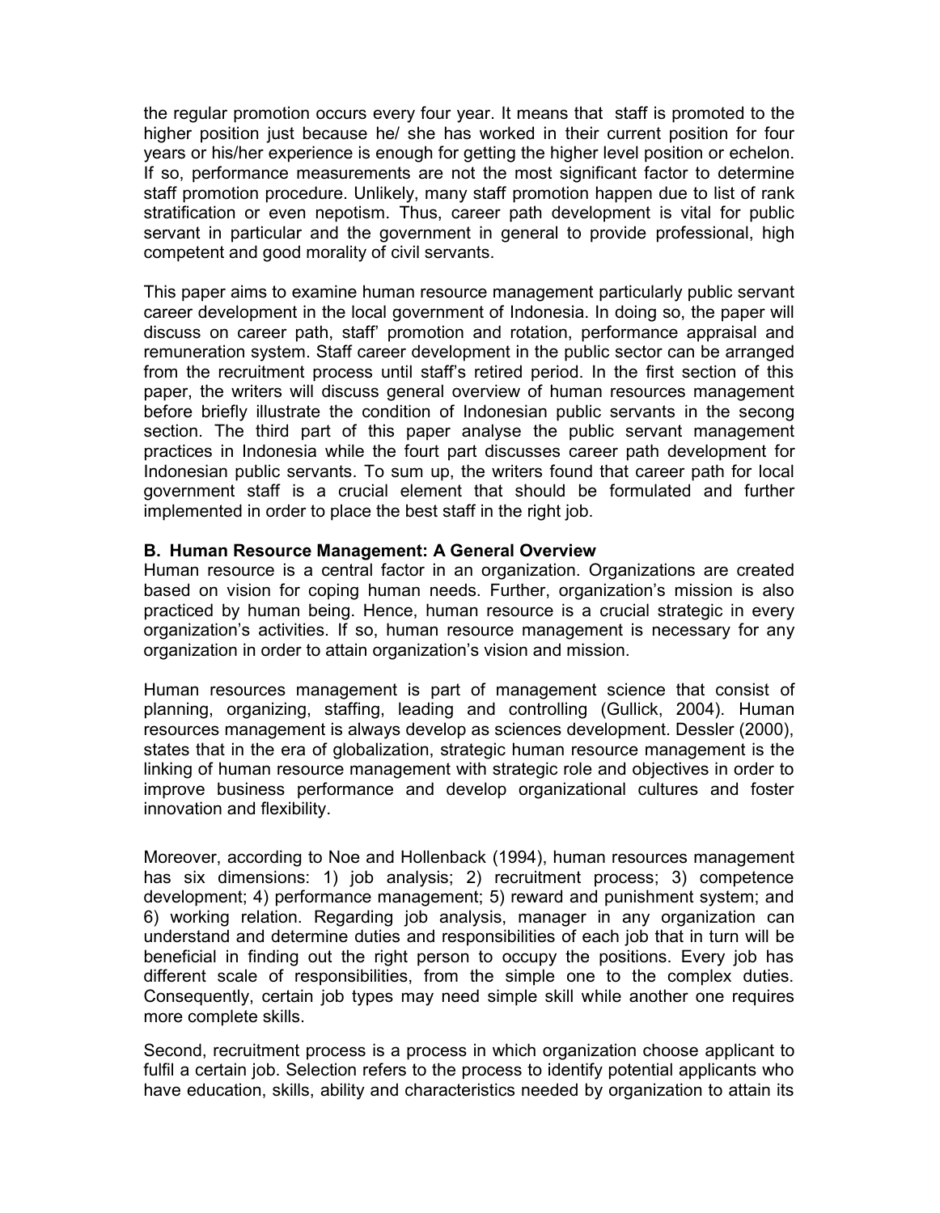the regular promotion occurs every four year. It means that staff is promoted to the higher position just because he/ she has worked in their current position for four years or his/her experience is enough for getting the higher level position or echelon. If so, performance measurements are not the most significant factor to determine staff promotion procedure. Unlikely, many staff promotion happen due to list of rank stratification or even nepotism. Thus, career path development is vital for public servant in particular and the government in general to provide professional, high competent and good morality of civil servants.

This paper aims to examine human resource management particularly public servant career development in the local government of Indonesia. In doing so, the paper will discuss on career path, staff' promotion and rotation, performance appraisal and remuneration system. Staff career development in the public sector can be arranged from the recruitment process until staff's retired period. In the first section of this paper, the writers will discuss general overview of human resources management before briefly illustrate the condition of Indonesian public servants in the secong section. The third part of this paper analyse the public servant management practices in Indonesia while the fourt part discusses career path development for Indonesian public servants. To sum up, the writers found that career path for local government staff is a crucial element that should be formulated and further implemented in order to place the best staff in the right job.

### B. Human Resource Management: A General Overview

Human resource is a central factor in an organization. Organizations are created based on vision for coping human needs. Further, organization's mission is also practiced by human being. Hence, human resource is a crucial strategic in every organization's activities. If so, human resource management is necessary for any organization in order to attain organization's vision and mission.

Human resources management is part of management science that consist of planning, organizing, staffing, leading and controlling (Gullick, 2004). Human resources management is always develop as sciences development. Dessler (2000), states that in the era of globalization, strategic human resource management is the linking of human resource management with strategic role and objectives in order to improve business performance and develop organizational cultures and foster innovation and flexibility.

Moreover, according to Noe and Hollenback (1994), human resources management has six dimensions: 1) job analysis; 2) recruitment process; 3) competence development; 4) performance management; 5) reward and punishment system; and 6) working relation. Regarding job analysis, manager in any organization can understand and determine duties and responsibilities of each job that in turn will be beneficial in finding out the right person to occupy the positions. Every job has different scale of responsibilities, from the simple one to the complex duties. Consequently, certain job types may need simple skill while another one requires more complete skills.

Second, recruitment process is a process in which organization choose applicant to fulfil a certain job. Selection refers to the process to identify potential applicants who have education, skills, ability and characteristics needed by organization to attain its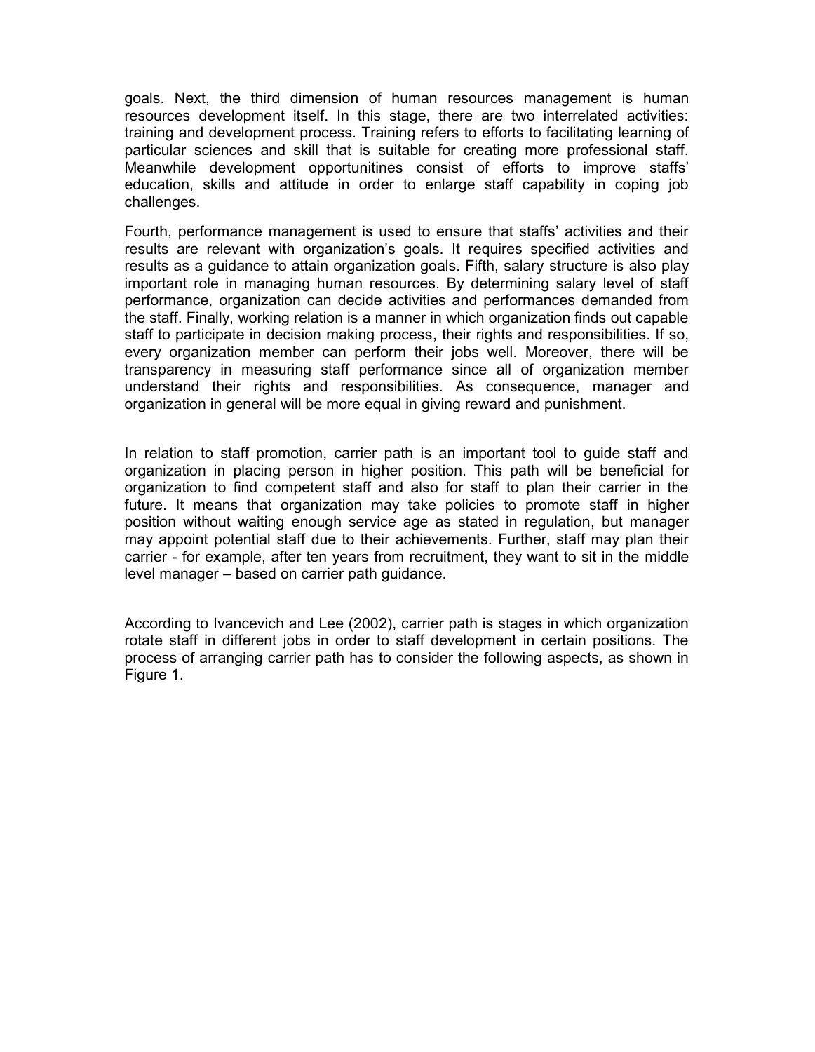goals. Next, the third dimension of human resources management is human resources development itself. In this stage, there are two interrelated activities: training and development process. Training refers to efforts to facilitating learning of particular sciences and skill that is suitable for creating more professional staff. Meanwhile development opportunitines consist of efforts to improve staffs' education, skills and attitude in order to enlarge staff capability in coping job challenges.

Fourth, performance management is used to ensure that staffs' activities and their results are relevant with organization's goals. It requires specified activities and results as a guidance to attain organization goals. Fifth, salary structure is also play important role in managing human resources. By determining salary level of staff performance, organization can decide activities and performances demanded from the staff. Finally, working relation is a manner in which organization finds out capable staff to participate in decision making process, their rights and responsibilities. If so, every organization member can perform their jobs well. Moreover, there will be transparency in measuring staff performance since all of organization member understand their rights and responsibilities. As consequence, manager and organization in general will be more equal in giving reward and punishment.

In relation to staff promotion, carrier path is an important tool to guide staff and organization in placing person in higher position. This path will be beneficial for organization to find competent staff and also for staff to plan their carrier in the future. It means that organization may take policies to promote staff in higher position without waiting enough service age as stated in regulation, but manager may appoint potential staff due to their achievements. Further, staff may plan their carrier - for example, after ten years from recruitment, they want to sit in the middle level manager – based on carrier path guidance.

According to Ivancevich and Lee (2002), carrier path is stages in which organization rotate staff in different jobs in order to staff development in certain positions. The process of arranging carrier path has to consider the following aspects, as shown in Figure 1.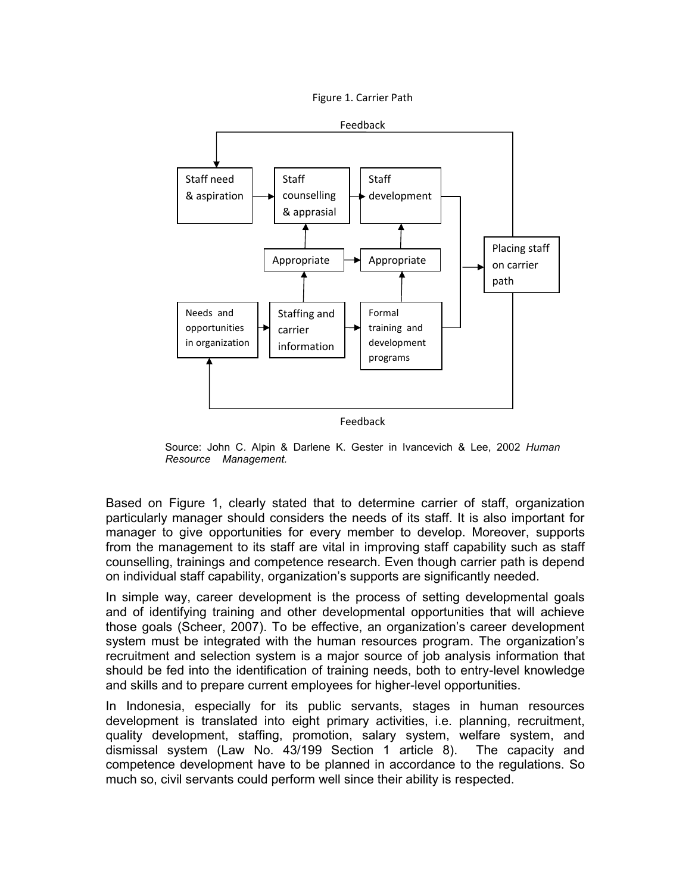Figure 1. Carrier Path

Source: John C. Alpin & Darlene K. Gester in Ivancevich & Lee, 2002 *Human Resource Management.*

Based on Figure 1, clearly stated that to determine carrier of staff, organization particularly manager should considers the needs of its staff. It is also important for manager to give opportunities for every member to develop. Moreover, supports from the management to its staff are vital in improving staff capability such as staff counselling, trainings and competence research. Even though carrier path is depend on individual staff capability, organization's supports are significantly needed.

In simple way, career development is the process of setting developmental goals and of identifying training and other developmental opportunities that will achieve those goals (Scheer, 2007). To be effective, an organization's career development system must be integrated with the human resources program. The organization's recruitment and selection system is a major source of job analysis information that should be fed into the identification of training needs, both to entry-level knowledge and skills and to prepare current employees for higher-level opportunities.

In Indonesia, especially for its public servants, stages in human resources development is translated into eight primary activities, i.e. planning, recruitment, quality development, staffing, promotion, salary system, welfare system, and dismissal system (Law No. 43/199 Section 1 article 8). The capacity and competence development have to be planned in accordance to the regulations. So much so, civil servants could perform well since their ability is respected.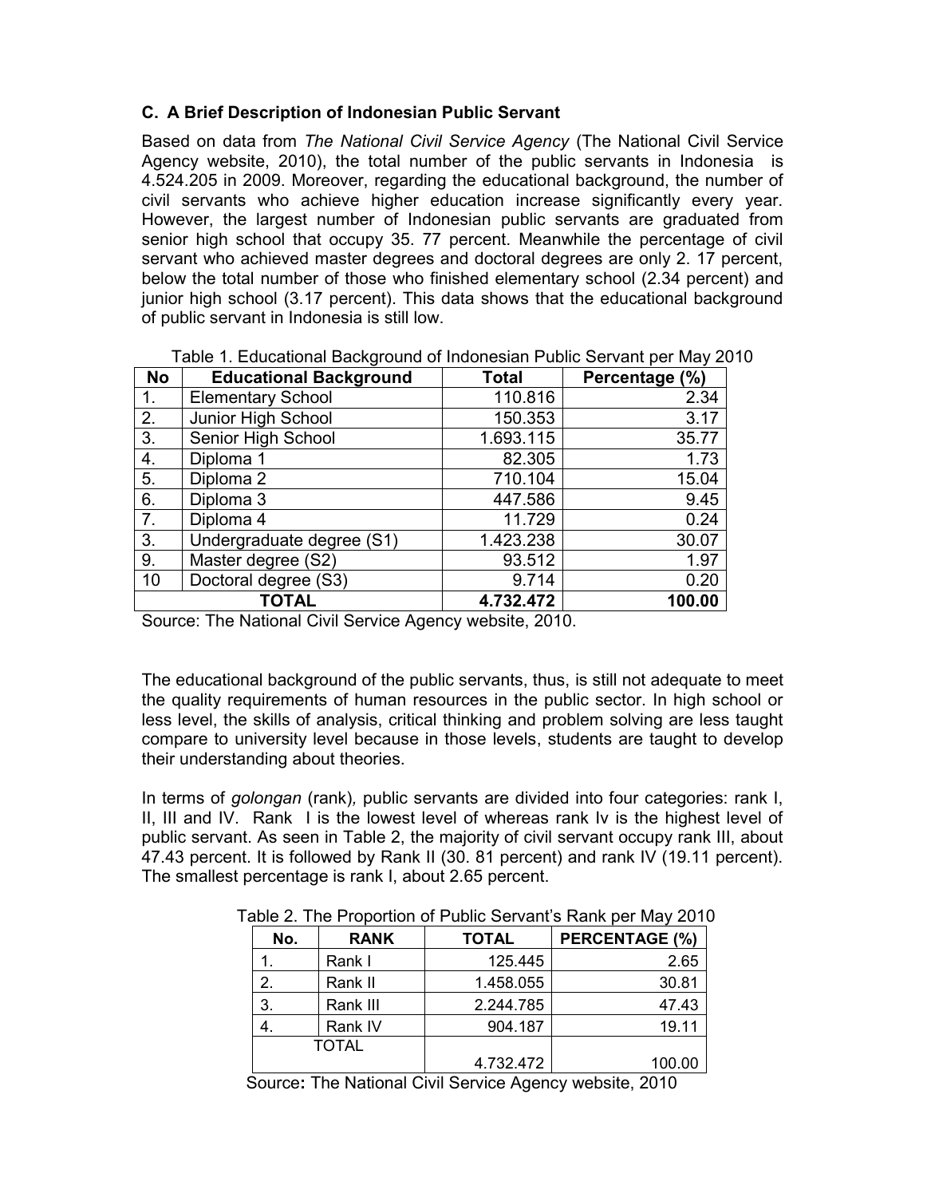### C. A Brief Description of Indonesian Public Servant

Based on data from *The National Civil Service Agency* (The National Civil Service Agency website, 2010), the total number of the public servants in Indonesia is 4.524.205 in 2009. Moreover, regarding the educational background, the number of civil servants who achieve higher education increase significantly every year. However, the largest number of Indonesian public servants are graduated from senior high school that occupy 35. 77 percent. Meanwhile the percentage of civil servant who achieved master degrees and doctoral degrees are only 2. 17 percent, below the total number of those who finished elementary school (2.34 percent) and junior high school (3.17 percent). This data shows that the educational background of public servant in Indonesia is still low.

Table 1. Educational Background of Indonesian Public Servant per May 2010

| No | Educational Background | Total | Percentage (%) |
|---|---|---|---|
| 1. | Elementary School | 110.816 | 2.34 |
| 2. | Junior High School | 150.353 | 3.17 |
| 3. | Senior High School | 1.693.115 | 35.77 |
| 4. | Diploma 1 | 82.305 | 1.73 |
| 5. | Diploma 2 | 710.104 | 15.04 |
| 6. | Diploma 3 | 447.586 | 9.45 |
| 7. | Diploma 4 | 11.729 | 0.24 |
| 3. | Undergraduate degree (S1) | 1.423.238 | 30.07 |
| 9. | Master degree (S2) | 93.512 | 1.97 |
| 10 | Doctoral degree (S3) | 9.714 | 0.20 |
| **TOTAL** | | **4.732.472** | **100.00** |

Source: The National Civil Service Agency website, 2010.

The educational background of the public servants, thus, is still not adequate to meet the quality requirements of human resources in the public sector. In high school or less level, the skills of analysis, critical thinking and problem solving are less taught compare to university level because in those levels, students are taught to develop their understanding about theories.

In terms of *golongan* (rank)*,* public servants are divided into four categories: rank I, II, III and IV. Rank I is the lowest level of whereas rank Iv is the highest level of public servant. As seen in Table 2, the majority of civil servant occupy rank III, about 47.43 percent. It is followed by Rank II (30. 81 percent) and rank IV (19.11 percent). The smallest percentage is rank I, about 2.65 percent.

Table 2. The Proportion of Public Servant's Rank per May 2010

| No. | RANK | TOTAL | PERCENTAGE (%) |
|---|---|---|---|
| 1. | Rank I | 125.445 | 2.65 |
| 2. | Rank II | 1.458.055 | 30.81 |
| 3. | Rank III | 2.244.785 | 47.43 |
| 4. | Rank IV | 904.187 | 19.11 |
| TOTAL | | 4.732.472 | 100.00 |

Source**:** The National Civil Service Agency website, 2010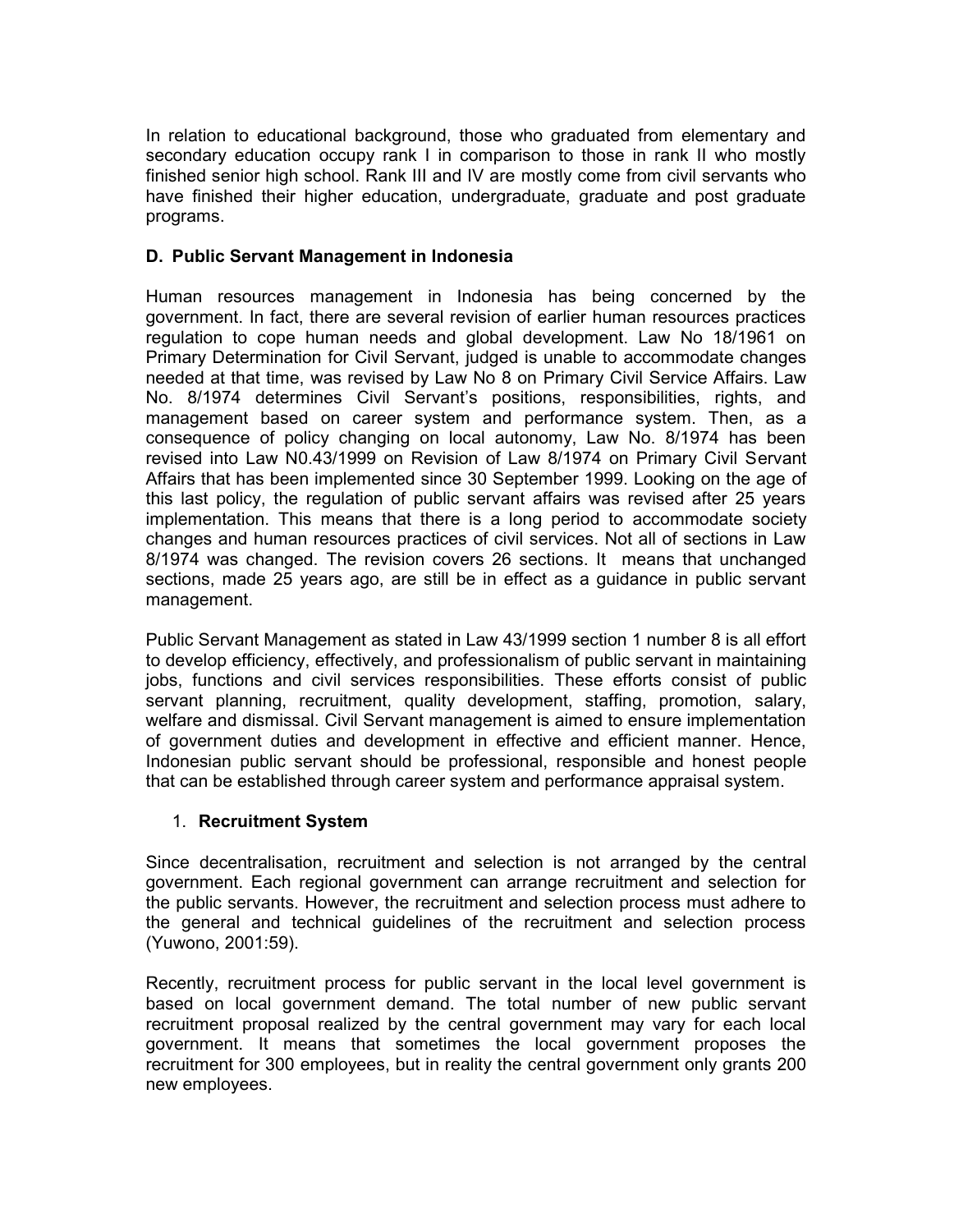In relation to educational background, those who graduated from elementary and secondary education occupy rank I in comparison to those in rank II who mostly finished senior high school. Rank III and IV are mostly come from civil servants who have finished their higher education, undergraduate, graduate and post graduate programs.

### D. Public Servant Management in Indonesia

Human resources management in Indonesia has being concerned by the government. In fact, there are several revision of earlier human resources practices regulation to cope human needs and global development. Law No 18/1961 on Primary Determination for Civil Servant, judged is unable to accommodate changes needed at that time, was revised by Law No 8 on Primary Civil Service Affairs. Law No. 8/1974 determines Civil Servant's positions, responsibilities, rights, and management based on career system and performance system. Then, as a consequence of policy changing on local autonomy, Law No. 8/1974 has been revised into Law N0.43/1999 on Revision of Law 8/1974 on Primary Civil Servant Affairs that has been implemented since 30 September 1999. Looking on the age of this last policy, the regulation of public servant affairs was revised after 25 years implementation. This means that there is a long period to accommodate society changes and human resources practices of civil services. Not all of sections in Law 8/1974 was changed. The revision covers 26 sections. It means that unchanged sections, made 25 years ago, are still be in effect as a guidance in public servant management.

Public Servant Management as stated in Law 43/1999 section 1 number 8 is all effort to develop efficiency, effectively, and professionalism of public servant in maintaining jobs, functions and civil services responsibilities. These efforts consist of public servant planning, recruitment, quality development, staffing, promotion, salary, welfare and dismissal. Civil Servant management is aimed to ensure implementation of government duties and development in effective and efficient manner. Hence, Indonesian public servant should be professional, responsible and honest people that can be established through career system and performance appraisal system.

1. **Recruitment System**

Since decentralisation, recruitment and selection is not arranged by the central government. Each regional government can arrange recruitment and selection for the public servants. However, the recruitment and selection process must adhere to the general and technical guidelines of the recruitment and selection process (Yuwono, 2001:59).

Recently, recruitment process for public servant in the local level government is based on local government demand. The total number of new public servant recruitment proposal realized by the central government may vary for each local government. It means that sometimes the local government proposes the recruitment for 300 employees, but in reality the central government only grants 200 new employees.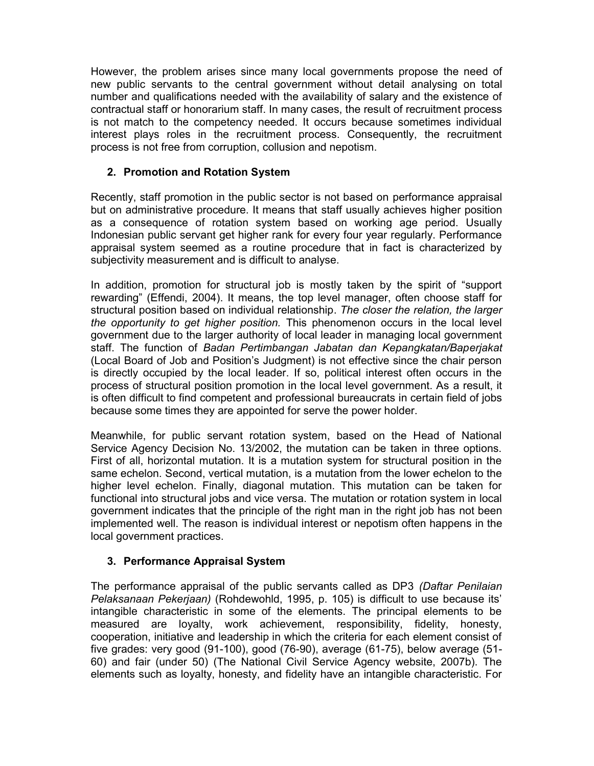However, the problem arises since many local governments propose the need of new public servants to the central government without detail analysing on total number and qualifications needed with the availability of salary and the existence of contractual staff or honorarium staff. In many cases, the result of recruitment process is not match to the competency needed. It occurs because sometimes individual interest plays roles in the recruitment process. Consequently, the recruitment process is not free from corruption, collusion and nepotism.

## 2. Promotion and Rotation System

Recently, staff promotion in the public sector is not based on performance appraisal but on administrative procedure. It means that staff usually achieves higher position as a consequence of rotation system based on working age period. Usually Indonesian public servant get higher rank for every four year regularly. Performance appraisal system seemed as a routine procedure that in fact is characterized by subjectivity measurement and is difficult to analyse.

In addition, promotion for structural job is mostly taken by the spirit of "support rewarding" (Effendi, 2004). It means, the top level manager, often choose staff for structural position based on individual relationship. *The closer the relation, the larger the opportunity to get higher position.* This phenomenon occurs in the local level government due to the larger authority of local leader in managing local government staff. The function of *Badan Pertimbangan Jabatan dan Kepangkatan/Baperjakat* (Local Board of Job and Position's Judgment) is not effective since the chair person is directly occupied by the local leader. If so, political interest often occurs in the process of structural position promotion in the local level government. As a result, it is often difficult to find competent and professional bureaucrats in certain field of jobs because some times they are appointed for serve the power holder.

Meanwhile, for public servant rotation system, based on the Head of National Service Agency Decision No. 13/2002, the mutation can be taken in three options. First of all, horizontal mutation. It is a mutation system for structural position in the same echelon. Second, vertical mutation, is a mutation from the lower echelon to the higher level echelon. Finally, diagonal mutation. This mutation can be taken for functional into structural jobs and vice versa. The mutation or rotation system in local government indicates that the principle of the right man in the right job has not been implemented well. The reason is individual interest or nepotism often happens in the local government practices.

## 3. Performance Appraisal System

The performance appraisal of the public servants called as DP3 *(Daftar Penilaian Pelaksanaan Pekerjaan)* (Rohdewohld, 1995, p. 105) is difficult to use because its' intangible characteristic in some of the elements. The principal elements to be measured are loyalty, work achievement, responsibility, fidelity, honesty, cooperation, initiative and leadership in which the criteria for each element consist of five grades: very good (91-100), good (76-90), average (61-75), below average (51-60) and fair (under 50) (The National Civil Service Agency website, 2007b). The elements such as loyalty, honesty, and fidelity have an intangible characteristic. For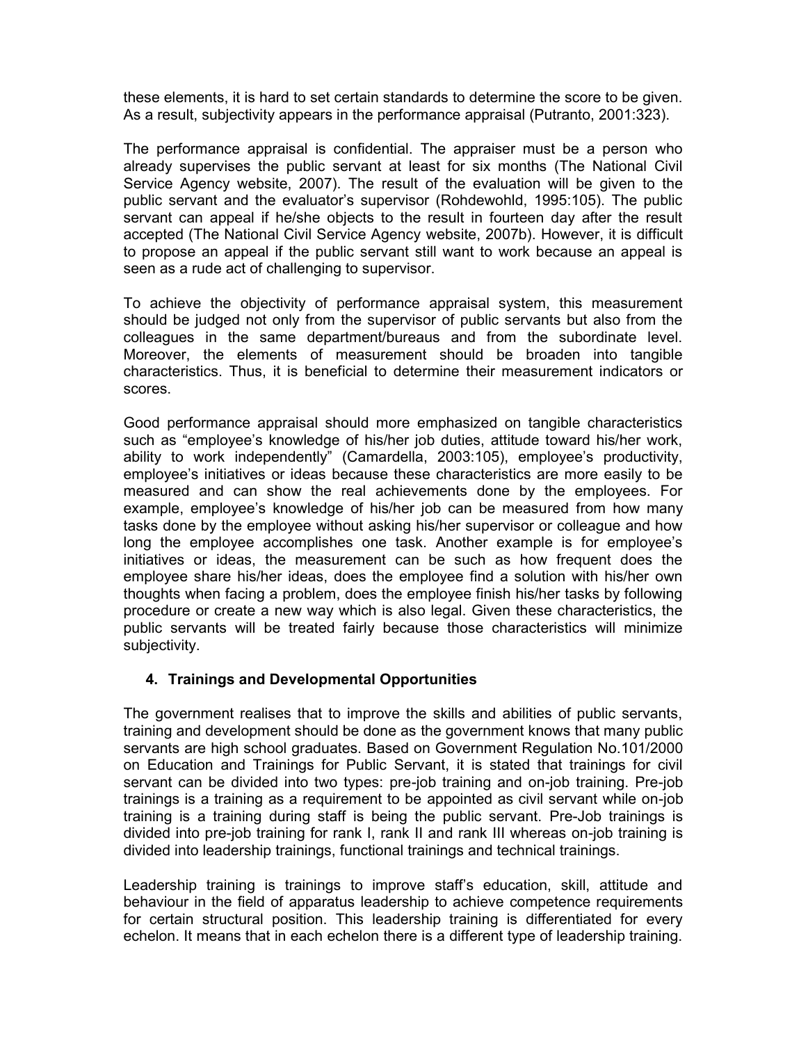these elements, it is hard to set certain standards to determine the score to be given. As a result, subjectivity appears in the performance appraisal (Putranto, 2001:323).

The performance appraisal is confidential. The appraiser must be a person who already supervises the public servant at least for six months (The National Civil Service Agency website, 2007). The result of the evaluation will be given to the public servant and the evaluator's supervisor (Rohdewohld, 1995:105). The public servant can appeal if he/she objects to the result in fourteen day after the result accepted (The National Civil Service Agency website, 2007b). However, it is difficult to propose an appeal if the public servant still want to work because an appeal is seen as a rude act of challenging to supervisor.

To achieve the objectivity of performance appraisal system, this measurement should be judged not only from the supervisor of public servants but also from the colleagues in the same department/bureaus and from the subordinate level. Moreover, the elements of measurement should be broaden into tangible characteristics. Thus, it is beneficial to determine their measurement indicators or scores.

Good performance appraisal should more emphasized on tangible characteristics such as "employee's knowledge of his/her job duties, attitude toward his/her work, ability to work independently" (Camardella, 2003:105), employee's productivity, employee's initiatives or ideas because these characteristics are more easily to be measured and can show the real achievements done by the employees. For example, employee's knowledge of his/her job can be measured from how many tasks done by the employee without asking his/her supervisor or colleague and how long the employee accomplishes one task. Another example is for employee's initiatives or ideas, the measurement can be such as how frequent does the employee share his/her ideas, does the employee find a solution with his/her own thoughts when facing a problem, does the employee finish his/her tasks by following procedure or create a new way which is also legal. Given these characteristics, the public servants will be treated fairly because those characteristics will minimize subjectivity.

## 4. Trainings and Developmental Opportunities

The government realises that to improve the skills and abilities of public servants, training and development should be done as the government knows that many public servants are high school graduates. Based on Government Regulation No.101/2000 on Education and Trainings for Public Servant, it is stated that trainings for civil servant can be divided into two types: pre-job training and on-job training. Pre-job trainings is a training as a requirement to be appointed as civil servant while on-job training is a training during staff is being the public servant. Pre-Job trainings is divided into pre-job training for rank I, rank II and rank III whereas on-job training is divided into leadership trainings, functional trainings and technical trainings.

Leadership training is trainings to improve staff's education, skill, attitude and behaviour in the field of apparatus leadership to achieve competence requirements for certain structural position. This leadership training is differentiated for every echelon. It means that in each echelon there is a different type of leadership training.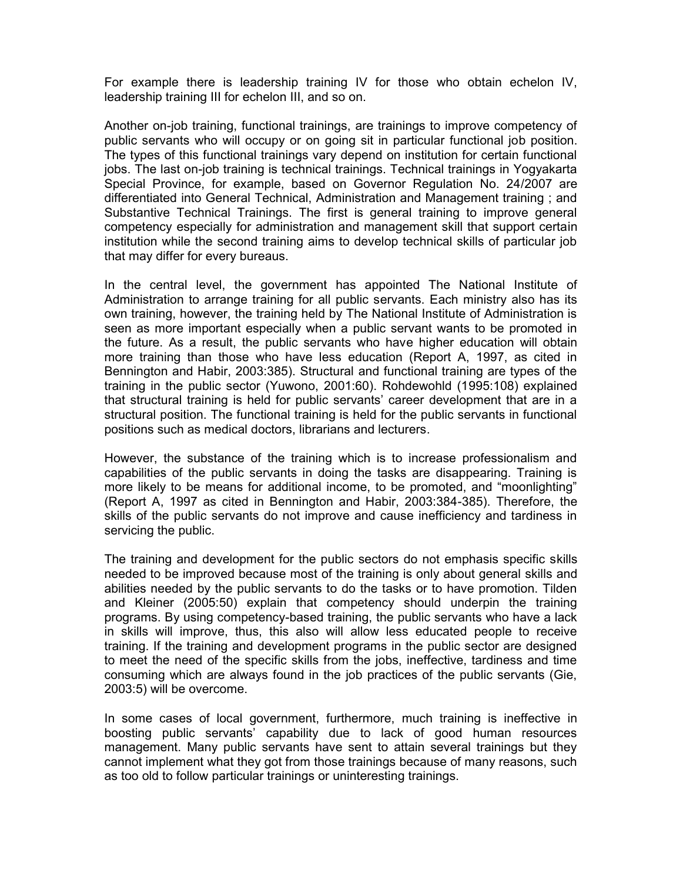For example there is leadership training IV for those who obtain echelon IV, leadership training III for echelon III, and so on.

Another on-job training, functional trainings, are trainings to improve competency of public servants who will occupy or on going sit in particular functional job position. The types of this functional trainings vary depend on institution for certain functional jobs. The last on-job training is technical trainings. Technical trainings in Yogyakarta Special Province, for example, based on Governor Regulation No. 24/2007 are differentiated into General Technical, Administration and Management training ; and Substantive Technical Trainings. The first is general training to improve general competency especially for administration and management skill that support certain institution while the second training aims to develop technical skills of particular job that may differ for every bureaus.

In the central level, the government has appointed The National Institute of Administration to arrange training for all public servants. Each ministry also has its own training, however, the training held by The National Institute of Administration is seen as more important especially when a public servant wants to be promoted in the future. As a result, the public servants who have higher education will obtain more training than those who have less education (Report A, 1997, as cited in Bennington and Habir, 2003:385). Structural and functional training are types of the training in the public sector (Yuwono, 2001:60). Rohdewohld (1995:108) explained that structural training is held for public servants' career development that are in a structural position. The functional training is held for the public servants in functional positions such as medical doctors, librarians and lecturers.

However, the substance of the training which is to increase professionalism and capabilities of the public servants in doing the tasks are disappearing. Training is more likely to be means for additional income, to be promoted, and "moonlighting" (Report A, 1997 as cited in Bennington and Habir, 2003:384-385). Therefore, the skills of the public servants do not improve and cause inefficiency and tardiness in servicing the public.

The training and development for the public sectors do not emphasis specific skills needed to be improved because most of the training is only about general skills and abilities needed by the public servants to do the tasks or to have promotion. Tilden and Kleiner (2005:50) explain that competency should underpin the training programs. By using competency-based training, the public servants who have a lack in skills will improve, thus, this also will allow less educated people to receive training. If the training and development programs in the public sector are designed to meet the need of the specific skills from the jobs, ineffective, tardiness and time consuming which are always found in the job practices of the public servants (Gie, 2003:5) will be overcome.

In some cases of local government, furthermore, much training is ineffective in boosting public servants' capability due to lack of good human resources management. Many public servants have sent to attain several trainings but they cannot implement what they got from those trainings because of many reasons, such as too old to follow particular trainings or uninteresting trainings.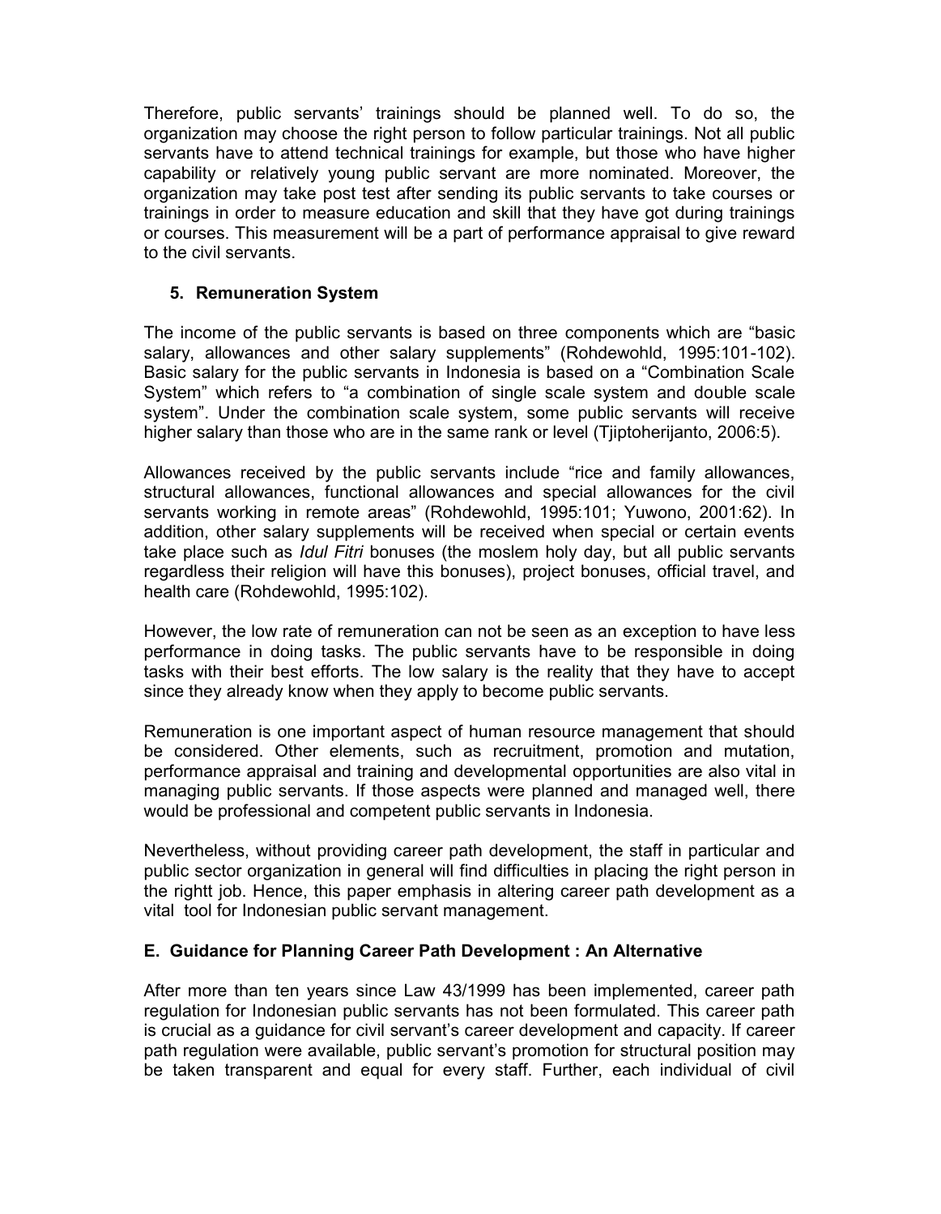Therefore, public servants' trainings should be planned well. To do so, the organization may choose the right person to follow particular trainings. Not all public servants have to attend technical trainings for example, but those who have higher capability or relatively young public servant are more nominated. Moreover, the organization may take post test after sending its public servants to take courses or trainings in order to measure education and skill that they have got during trainings or courses. This measurement will be a part of performance appraisal to give reward to the civil servants.

### 5. Remuneration System

The income of the public servants is based on three components which are "basic salary, allowances and other salary supplements" (Rohdewohld, 1995:101-102). Basic salary for the public servants in Indonesia is based on a "Combination Scale System" which refers to "a combination of single scale system and double scale system". Under the combination scale system, some public servants will receive higher salary than those who are in the same rank or level (Tjiptoherijanto, 2006:5).

Allowances received by the public servants include "rice and family allowances, structural allowances, functional allowances and special allowances for the civil servants working in remote areas" (Rohdewohld, 1995:101; Yuwono, 2001:62). In addition, other salary supplements will be received when special or certain events take place such as *Idul Fitri* bonuses (the moslem holy day, but all public servants regardless their religion will have this bonuses), project bonuses, official travel, and health care (Rohdewohld, 1995:102).

However, the low rate of remuneration can not be seen as an exception to have less performance in doing tasks. The public servants have to be responsible in doing tasks with their best efforts. The low salary is the reality that they have to accept since they already know when they apply to become public servants.

Remuneration is one important aspect of human resource management that should be considered. Other elements, such as recruitment, promotion and mutation, performance appraisal and training and developmental opportunities are also vital in managing public servants. If those aspects were planned and managed well, there would be professional and competent public servants in Indonesia.

Nevertheless, without providing career path development, the staff in particular and public sector organization in general will find difficulties in placing the right person in the rightt job. Hence, this paper emphasis in altering career path development as a vital tool for Indonesian public servant management.

## E. Guidance for Planning Career Path Development : An Alternative

After more than ten years since Law 43/1999 has been implemented, career path regulation for Indonesian public servants has not been formulated. This career path is crucial as a guidance for civil servant's career development and capacity. If career path regulation were available, public servant's promotion for structural position may be taken transparent and equal for every staff. Further, each individual of civil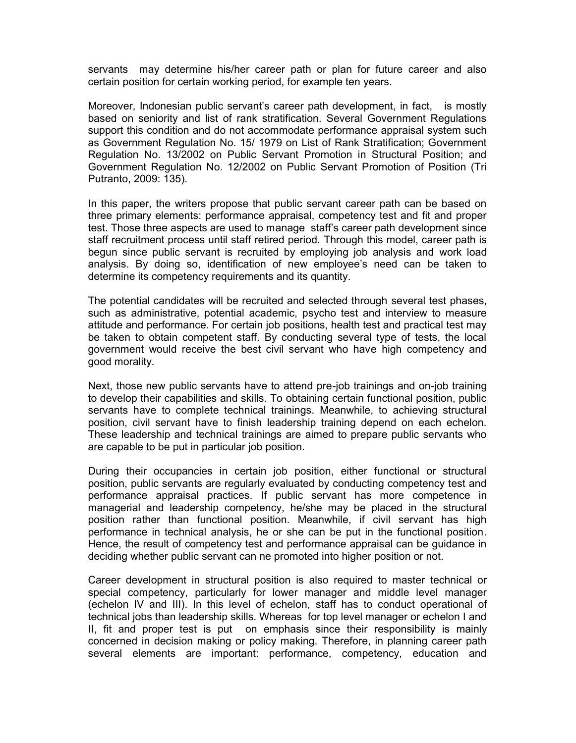servants may determine his/her career path or plan for future career and also certain position for certain working period, for example ten years.

Moreover, Indonesian public servant's career path development, in fact, is mostly based on seniority and list of rank stratification. Several Government Regulations support this condition and do not accommodate performance appraisal system such as Government Regulation No. 15/ 1979 on List of Rank Stratification; Government Regulation No. 13/2002 on Public Servant Promotion in Structural Position; and Government Regulation No. 12/2002 on Public Servant Promotion of Position (Tri Putranto, 2009: 135).

In this paper, the writers propose that public servant career path can be based on three primary elements: performance appraisal, competency test and fit and proper test. Those three aspects are used to manage staff's career path development since staff recruitment process until staff retired period. Through this model, career path is begun since public servant is recruited by employing job analysis and work load analysis. By doing so, identification of new employee's need can be taken to determine its competency requirements and its quantity.

The potential candidates will be recruited and selected through several test phases, such as administrative, potential academic, psycho test and interview to measure attitude and performance. For certain job positions, health test and practical test may be taken to obtain competent staff. By conducting several type of tests, the local government would receive the best civil servant who have high competency and good morality.

Next, those new public servants have to attend pre-job trainings and on-job training to develop their capabilities and skills. To obtaining certain functional position, public servants have to complete technical trainings. Meanwhile, to achieving structural position, civil servant have to finish leadership training depend on each echelon. These leadership and technical trainings are aimed to prepare public servants who are capable to be put in particular job position.

During their occupancies in certain job position, either functional or structural position, public servants are regularly evaluated by conducting competency test and performance appraisal practices. If public servant has more competence in managerial and leadership competency, he/she may be placed in the structural position rather than functional position. Meanwhile, if civil servant has high performance in technical analysis, he or she can be put in the functional position. Hence, the result of competency test and performance appraisal can be guidance in deciding whether public servant can ne promoted into higher position or not.

Career development in structural position is also required to master technical or special competency, particularly for lower manager and middle level manager (echelon IV and III). In this level of echelon, staff has to conduct operational of technical jobs than leadership skills. Whereas for top level manager or echelon I and II, fit and proper test is put on emphasis since their responsibility is mainly concerned in decision making or policy making. Therefore, in planning career path several elements are important: performance, competency, education and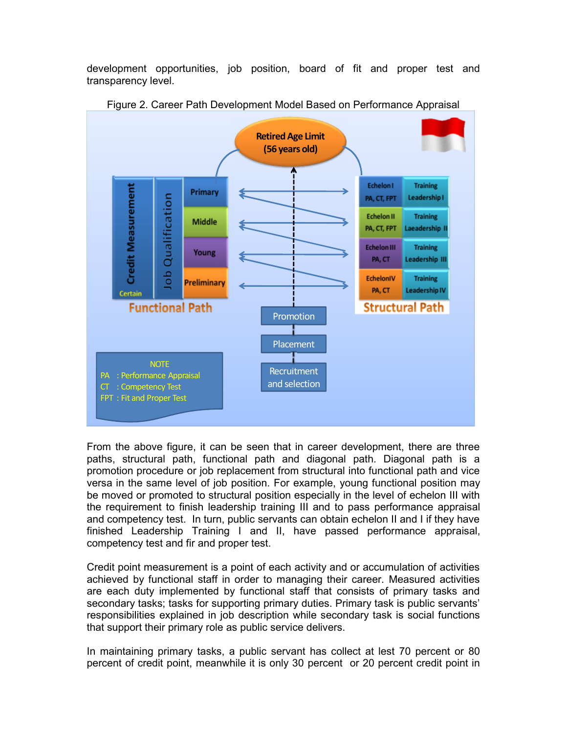development opportunities, job position, board of fit and proper test and transparency level.

Figure 2. Career Path Development Model Based on Performance Appraisal

From the above figure, it can be seen that in career development, there are three paths, structural path, functional path and diagonal path. Diagonal path is a promotion procedure or job replacement from structural into functional path and vice versa in the same level of job position. For example, young functional position may be moved or promoted to structural position especially in the level of echelon III with the requirement to finish leadership training III and to pass performance appraisal and competency test. In turn, public servants can obtain echelon II and I if they have finished Leadership Training I and II, have passed performance appraisal, competency test and fir and proper test.

Credit point measurement is a point of each activity and or accumulation of activities achieved by functional staff in order to managing their career. Measured activities are each duty implemented by functional staff that consists of primary tasks and secondary tasks; tasks for supporting primary duties. Primary task is public servants' responsibilities explained in job description while secondary task is social functions that support their primary role as public service delivers.

In maintaining primary tasks, a public servant has collect at lest 70 percent or 80 percent of credit point, meanwhile it is only 30 percent or 20 percent credit point in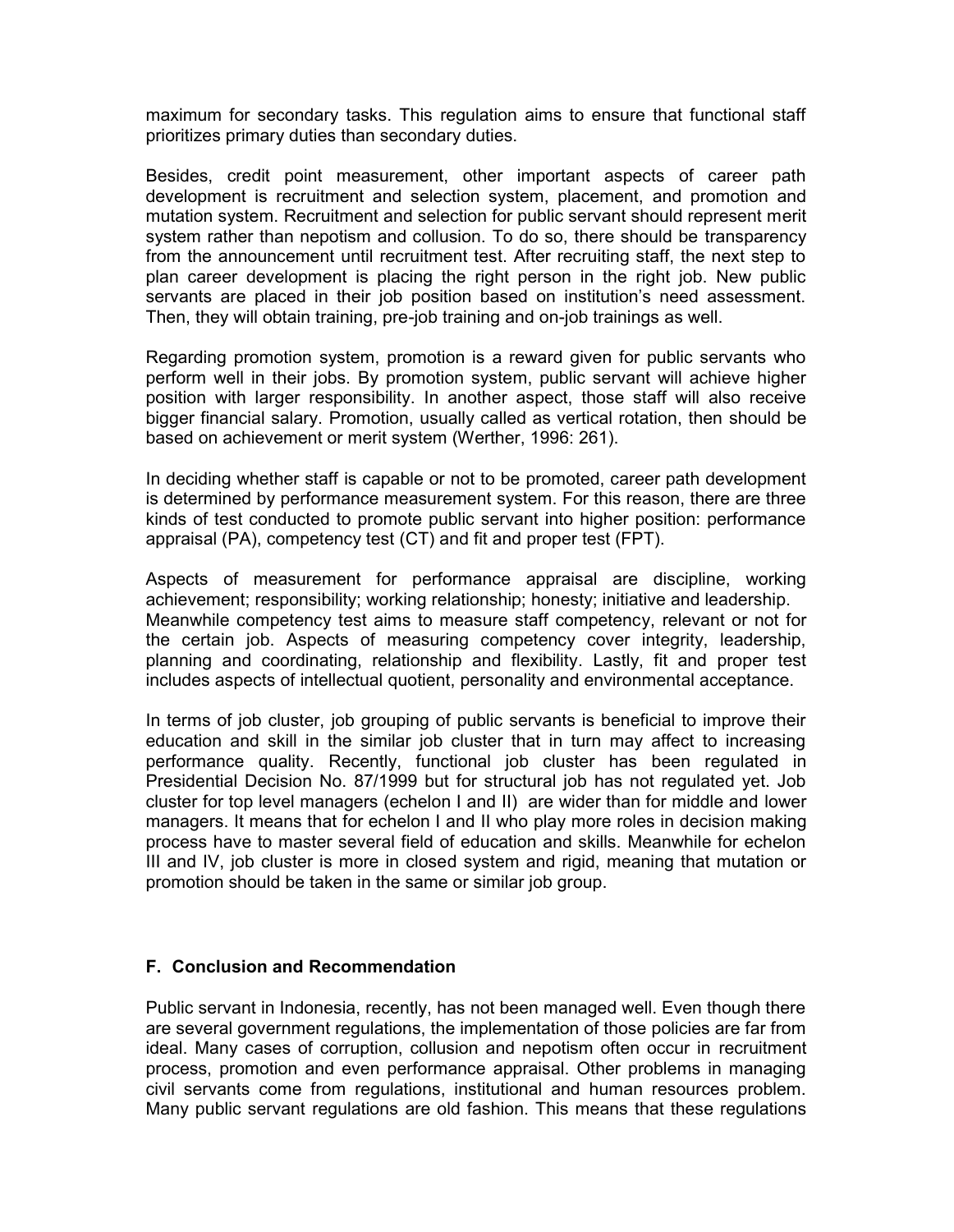maximum for secondary tasks. This regulation aims to ensure that functional staff prioritizes primary duties than secondary duties.

Besides, credit point measurement, other important aspects of career path development is recruitment and selection system, placement, and promotion and mutation system. Recruitment and selection for public servant should represent merit system rather than nepotism and collusion. To do so, there should be transparency from the announcement until recruitment test. After recruiting staff, the next step to plan career development is placing the right person in the right job. New public servants are placed in their job position based on institution's need assessment. Then, they will obtain training, pre-job training and on-job trainings as well.

Regarding promotion system, promotion is a reward given for public servants who perform well in their jobs. By promotion system, public servant will achieve higher position with larger responsibility. In another aspect, those staff will also receive bigger financial salary. Promotion, usually called as vertical rotation, then should be based on achievement or merit system (Werther, 1996: 261).

In deciding whether staff is capable or not to be promoted, career path development is determined by performance measurement system. For this reason, there are three kinds of test conducted to promote public servant into higher position: performance appraisal (PA), competency test (CT) and fit and proper test (FPT).

Aspects of measurement for performance appraisal are discipline, working achievement; responsibility; working relationship; honesty; initiative and leadership. Meanwhile competency test aims to measure staff competency, relevant or not for the certain job. Aspects of measuring competency cover integrity, leadership, planning and coordinating, relationship and flexibility. Lastly, fit and proper test includes aspects of intellectual quotient, personality and environmental acceptance.

In terms of job cluster, job grouping of public servants is beneficial to improve their education and skill in the similar job cluster that in turn may affect to increasing performance quality. Recently, functional job cluster has been regulated in Presidential Decision No. 87/1999 but for structural job has not regulated yet. Job cluster for top level managers (echelon I and II) are wider than for middle and lower managers. It means that for echelon I and II who play more roles in decision making process have to master several field of education and skills. Meanwhile for echelon III and IV, job cluster is more in closed system and rigid, meaning that mutation or promotion should be taken in the same or similar job group.

## F. Conclusion and Recommendation

Public servant in Indonesia, recently, has not been managed well. Even though there are several government regulations, the implementation of those policies are far from ideal. Many cases of corruption, collusion and nepotism often occur in recruitment process, promotion and even performance appraisal. Other problems in managing civil servants come from regulations, institutional and human resources problem. Many public servant regulations are old fashion. This means that these regulations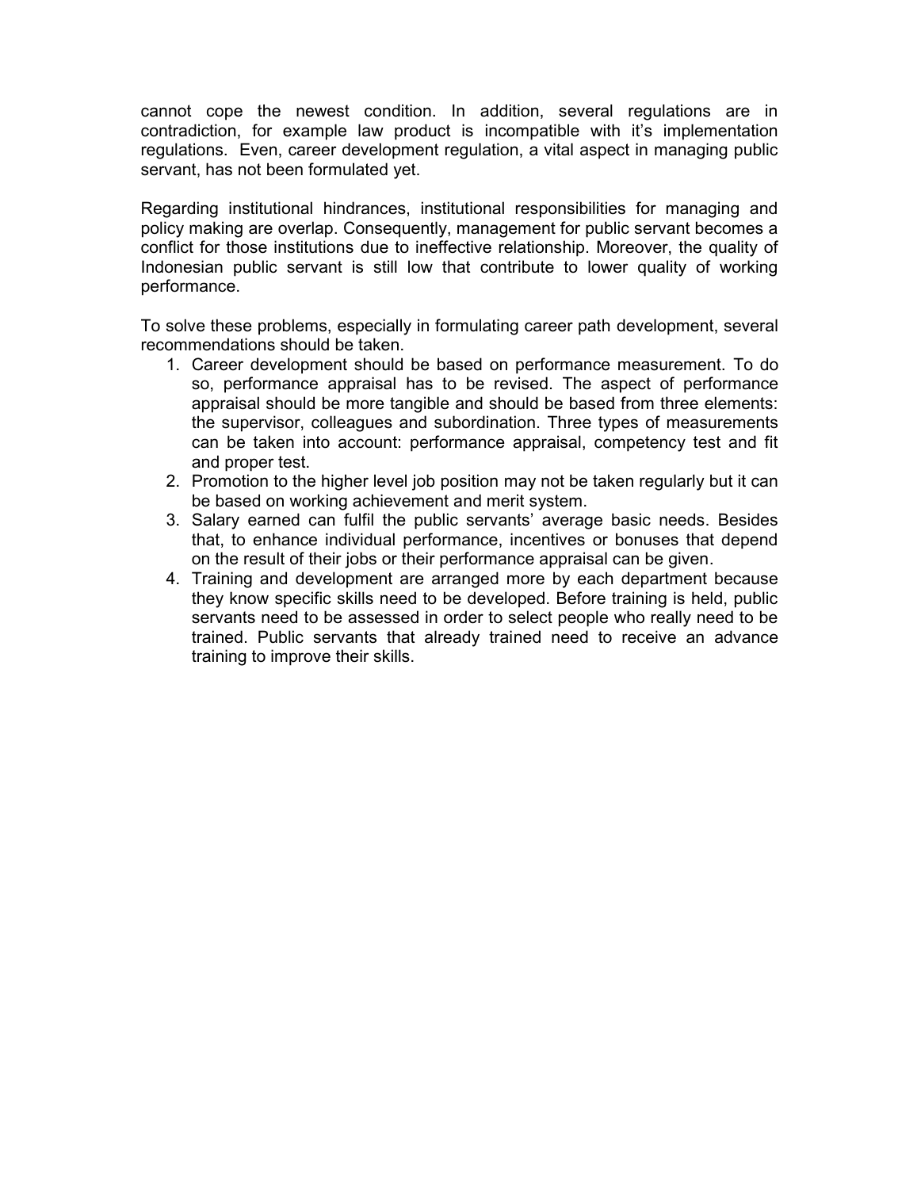cannot cope the newest condition. In addition, several regulations are in contradiction, for example law product is incompatible with it's implementation regulations. Even, career development regulation, a vital aspect in managing public servant, has not been formulated yet.

Regarding institutional hindrances, institutional responsibilities for managing and policy making are overlap. Consequently, management for public servant becomes a conflict for those institutions due to ineffective relationship. Moreover, the quality of Indonesian public servant is still low that contribute to lower quality of working performance.

To solve these problems, especially in formulating career path development, several recommendations should be taken.

1. Career development should be based on performance measurement. To do so, performance appraisal has to be revised. The aspect of performance appraisal should be more tangible and should be based from three elements: the supervisor, colleagues and subordination. Three types of measurements can be taken into account: performance appraisal, competency test and fit and proper test.
2. Promotion to the higher level job position may not be taken regularly but it can be based on working achievement and merit system.
3. Salary earned can fulfil the public servants' average basic needs. Besides that, to enhance individual performance, incentives or bonuses that depend on the result of their jobs or their performance appraisal can be given.
4. Training and development are arranged more by each department because they know specific skills need to be developed. Before training is held, public servants need to be assessed in order to select people who really need to be trained. Public servants that already trained need to receive an advance training to improve their skills.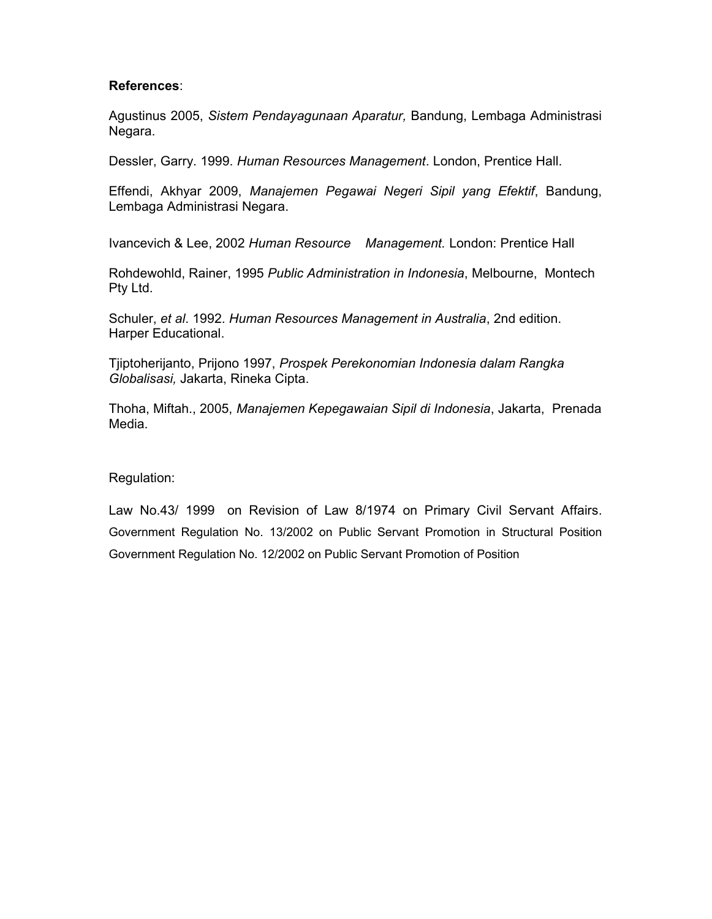**References**:

Agustinus 2005, *Sistem Pendayagunaan Aparatur,* Bandung, Lembaga Administrasi Negara.

Dessler, Garry. 1999. *Human Resources Management*. London, Prentice Hall.

Effendi, Akhyar 2009, *Manajemen Pegawai Negeri Sipil yang Efektif*, Bandung, Lembaga Administrasi Negara.

Ivancevich & Lee, 2002 *Human Resource Management.* London: Prentice Hall

Rohdewohld, Rainer, 1995 *Public Administration in Indonesia*, Melbourne, Montech Pty Ltd.

Schuler, *et al*. 1992. *Human Resources Management in Australia*, 2nd edition. Harper Educational.

Tjiptoherijanto, Prijono 1997, *Prospek Perekonomian Indonesia dalam Rangka Globalisasi,* Jakarta, Rineka Cipta.

Thoha, Miftah., 2005, *Manajemen Kepegawaian Sipil di Indonesia*, Jakarta, Prenada Media.

Regulation:

Law No.43/ 1999 on Revision of Law 8/1974 on Primary Civil Servant Affairs.

Government Regulation No. 13/2002 on Public Servant Promotion in Structural Position

Government Regulation No. 12/2002 on Public Servant Promotion of Position